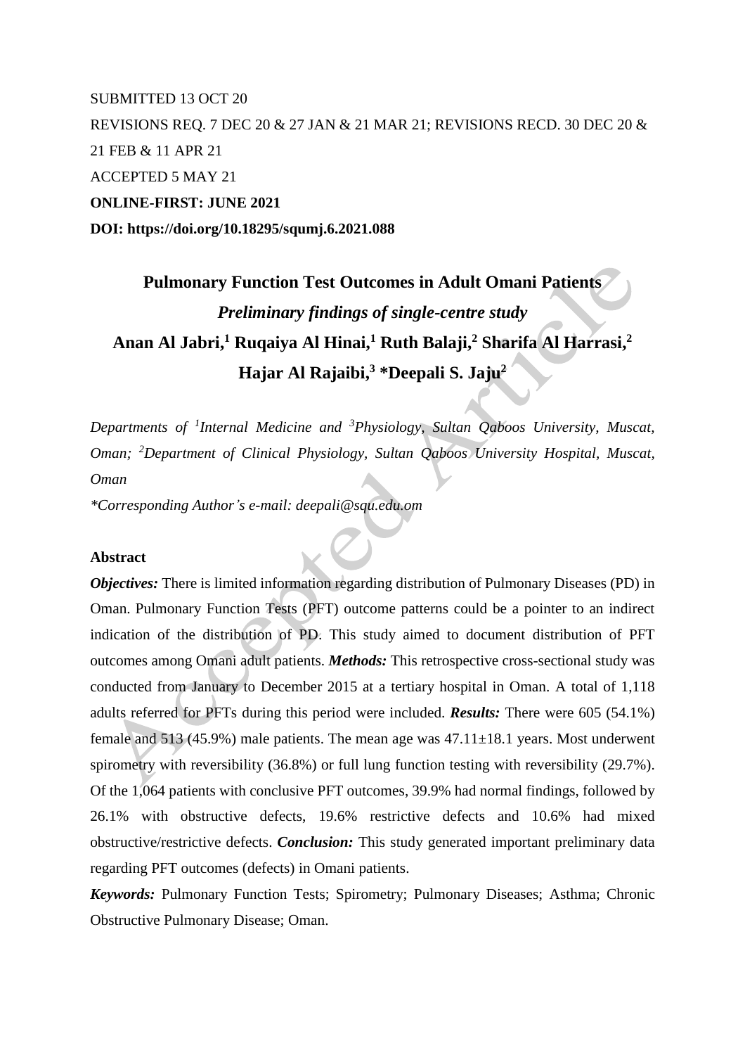SUBMITTED 13 OCT 20

REVISIONS REQ. 7 DEC 20 & 27 JAN & 21 MAR 21; REVISIONS RECD. 30 DEC 20 & 21 FEB & 11 APR 21

ACCEPTED 5 MAY 21

**ONLINE-FIRST: JUNE 2021**

**DOI: https://doi.org/10.18295/squmj.6.2021.088**

# Pulmonary Function Test Outcomes in Adult Omani Patients

## *Preliminary findings of single-centre study*

**Anan Al Jabri,[1] Ruqaiya Al Hinai,[1] Ruth Balaji,[2] Sharifa Al Harrasi,[2] Hajar Al Rajaibi,[3] \*Deepali S. Jaju[2]**

*Departments of [1]Internal Medicine and [3]Physiology, Sultan Qaboos University, Muscat, Oman; [2]Department of Clinical Physiology, Sultan Qaboos University Hospital, Muscat, Oman*

*\*Corresponding Author's e-mail: deepali@squ.edu.om*

### Abstract

***Objectives:*** There is limited information regarding distribution of Pulmonary Diseases (PD) in Oman. Pulmonary Function Tests (PFT) outcome patterns could be a pointer to an indirect indication of the distribution of PD. This study aimed to document distribution of PFT outcomes among Omani adult patients. ***Methods:*** This retrospective cross-sectional study was conducted from January to December 2015 at a tertiary hospital in Oman. A total of 1,118 adults referred for PFTs during this period were included. ***Results:*** There were 605 (54.1%) female and 513 (45.9%) male patients. The mean age was 47.11±18.1 years. Most underwent spirometry with reversibility (36.8%) or full lung function testing with reversibility (29.7%). Of the 1,064 patients with conclusive PFT outcomes, 39.9% had normal findings, followed by 26.1% with obstructive defects, 19.6% restrictive defects and 10.6% had mixed obstructive/restrictive defects. ***Conclusion:*** This study generated important preliminary data regarding PFT outcomes (defects) in Omani patients.

***Keywords:*** Pulmonary Function Tests; Spirometry; Pulmonary Diseases; Asthma; Chronic Obstructive Pulmonary Disease; Oman.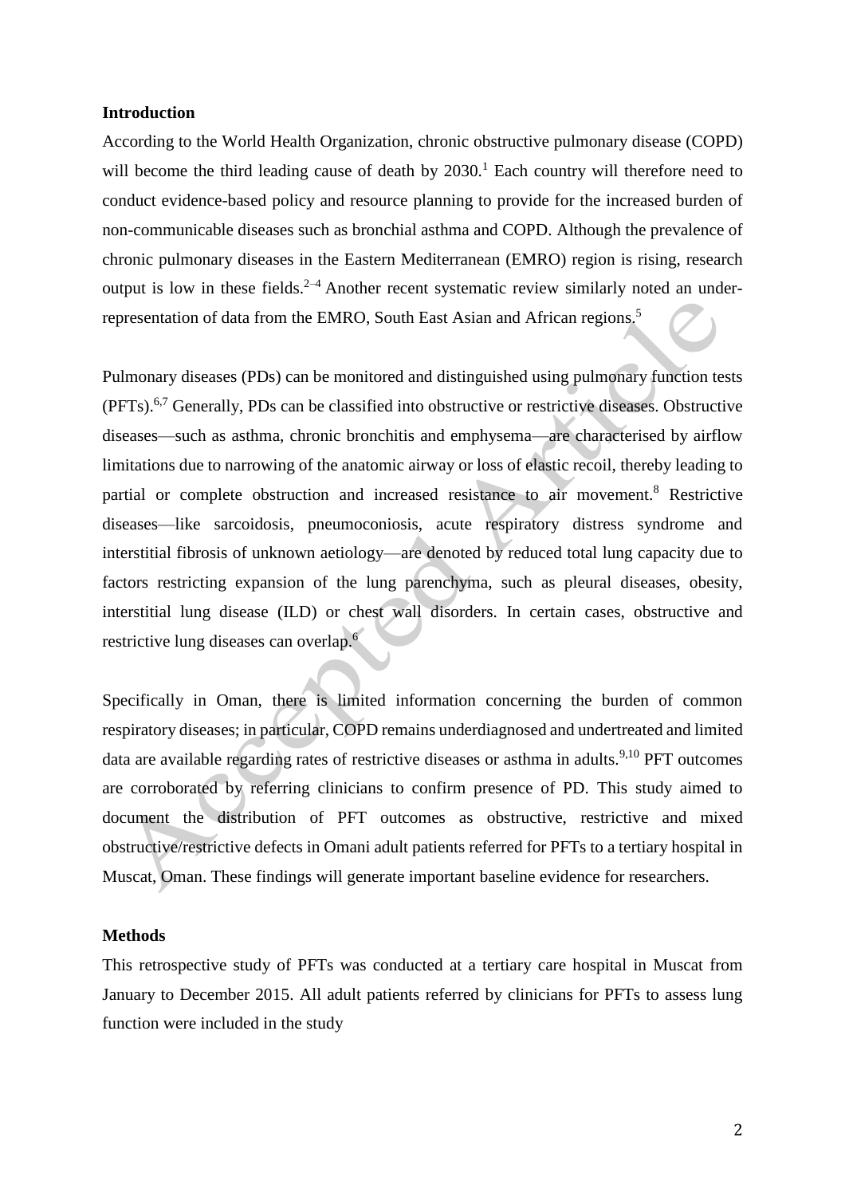## Introduction

According to the World Health Organization, chronic obstructive pulmonary disease (COPD) will become the third leading cause of death by 2030.[1] Each country will therefore need to conduct evidence-based policy and resource planning to provide for the increased burden of non-communicable diseases such as bronchial asthma and COPD. Although the prevalence of chronic pulmonary diseases in the Eastern Mediterranean (EMRO) region is rising, research output is low in these fields.[2–4] Another recent systematic review similarly noted an under-representation of data from the EMRO, South East Asian and African regions.[5]

Pulmonary diseases (PDs) can be monitored and distinguished using pulmonary function tests (PFTs).[6,7] Generally, PDs can be classified into obstructive or restrictive diseases. Obstructive diseases—such as asthma, chronic bronchitis and emphysema—are characterised by airflow limitations due to narrowing of the anatomic airway or loss of elastic recoil, thereby leading to partial or complete obstruction and increased resistance to air movement.[8] Restrictive diseases—like sarcoidosis, pneumoconiosis, acute respiratory distress syndrome and interstitial fibrosis of unknown aetiology—are denoted by reduced total lung capacity due to factors restricting expansion of the lung parenchyma, such as pleural diseases, obesity, interstitial lung disease (ILD) or chest wall disorders. In certain cases, obstructive and restrictive lung diseases can overlap.[6]

Specifically in Oman, there is limited information concerning the burden of common respiratory diseases; in particular, COPD remains underdiagnosed and undertreated and limited data are available regarding rates of restrictive diseases or asthma in adults.[9,10] PFT outcomes are corroborated by referring clinicians to confirm presence of PD. This study aimed to document the distribution of PFT outcomes as obstructive, restrictive and mixed obstructive/restrictive defects in Omani adult patients referred for PFTs to a tertiary hospital in Muscat, Oman. These findings will generate important baseline evidence for researchers.

## Methods

This retrospective study of PFTs was conducted at a tertiary care hospital in Muscat from January to December 2015. All adult patients referred by clinicians for PFTs to assess lung function were included in the study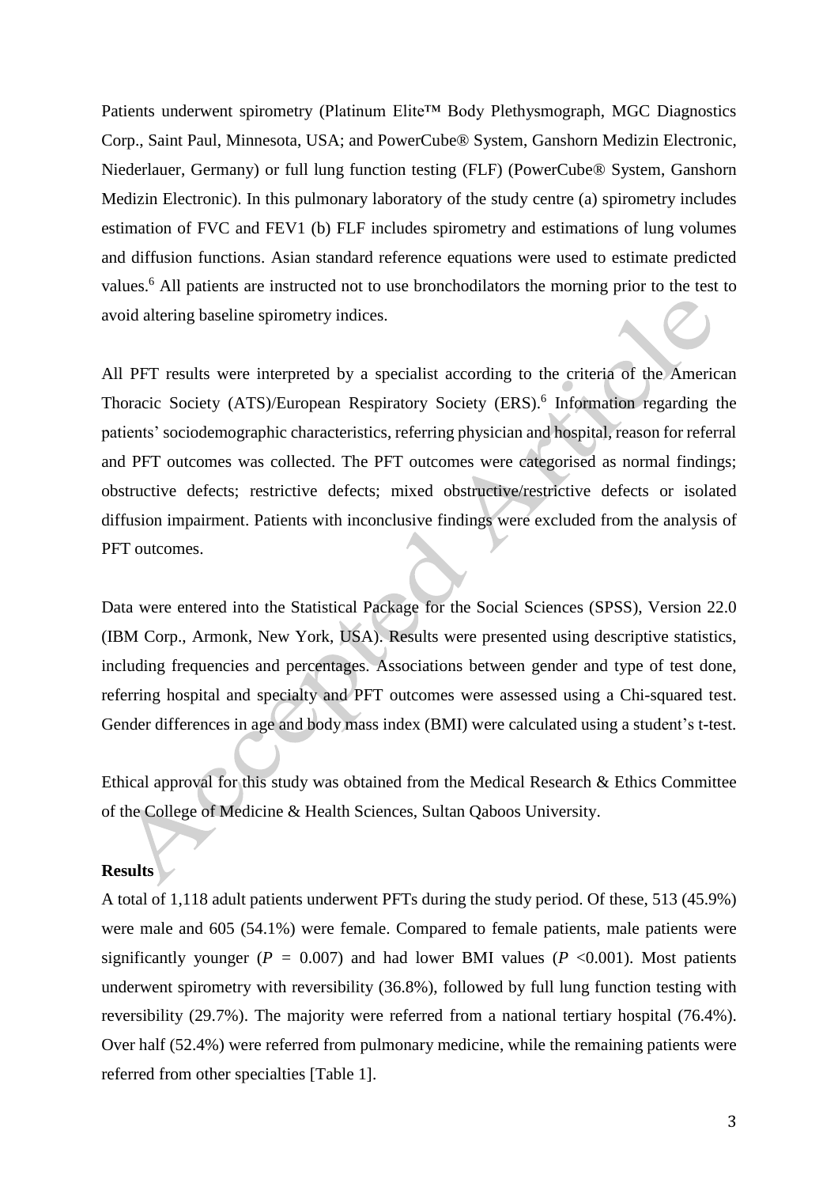Patients underwent spirometry (Platinum Elite™ Body Plethysmograph, MGC Diagnostics Corp., Saint Paul, Minnesota, USA; and PowerCube® System, Ganshorn Medizin Electronic, Niederlauer, Germany) or full lung function testing (FLF) (PowerCube® System, Ganshorn Medizin Electronic). In this pulmonary laboratory of the study centre (a) spirometry includes estimation of FVC and FEV1 (b) FLF includes spirometry and estimations of lung volumes and diffusion functions. Asian standard reference equations were used to estimate predicted values.[6] All patients are instructed not to use bronchodilators the morning prior to the test to avoid altering baseline spirometry indices.

All PFT results were interpreted by a specialist according to the criteria of the American Thoracic Society (ATS)/European Respiratory Society (ERS).[6] Information regarding the patients' sociodemographic characteristics, referring physician and hospital, reason for referral and PFT outcomes was collected. The PFT outcomes were categorised as normal findings; obstructive defects; restrictive defects; mixed obstructive/restrictive defects or isolated diffusion impairment. Patients with inconclusive findings were excluded from the analysis of PFT outcomes.

Data were entered into the Statistical Package for the Social Sciences (SPSS), Version 22.0 (IBM Corp., Armonk, New York, USA). Results were presented using descriptive statistics, including frequencies and percentages. Associations between gender and type of test done, referring hospital and specialty and PFT outcomes were assessed using a Chi-squared test. Gender differences in age and body mass index (BMI) were calculated using a student's t-test.

Ethical approval for this study was obtained from the Medical Research & Ethics Committee of the College of Medicine & Health Sciences, Sultan Qaboos University.

## Results

A total of 1,118 adult patients underwent PFTs during the study period. Of these, 513 (45.9%) were male and 605 (54.1%) were female. Compared to female patients, male patients were significantly younger ($P$ = 0.007) and had lower BMI values ($P$ <0.001). Most patients underwent spirometry with reversibility (36.8%), followed by full lung function testing with reversibility (29.7%). The majority were referred from a national tertiary hospital (76.4%). Over half (52.4%) were referred from pulmonary medicine, while the remaining patients were referred from other specialties [Table 1].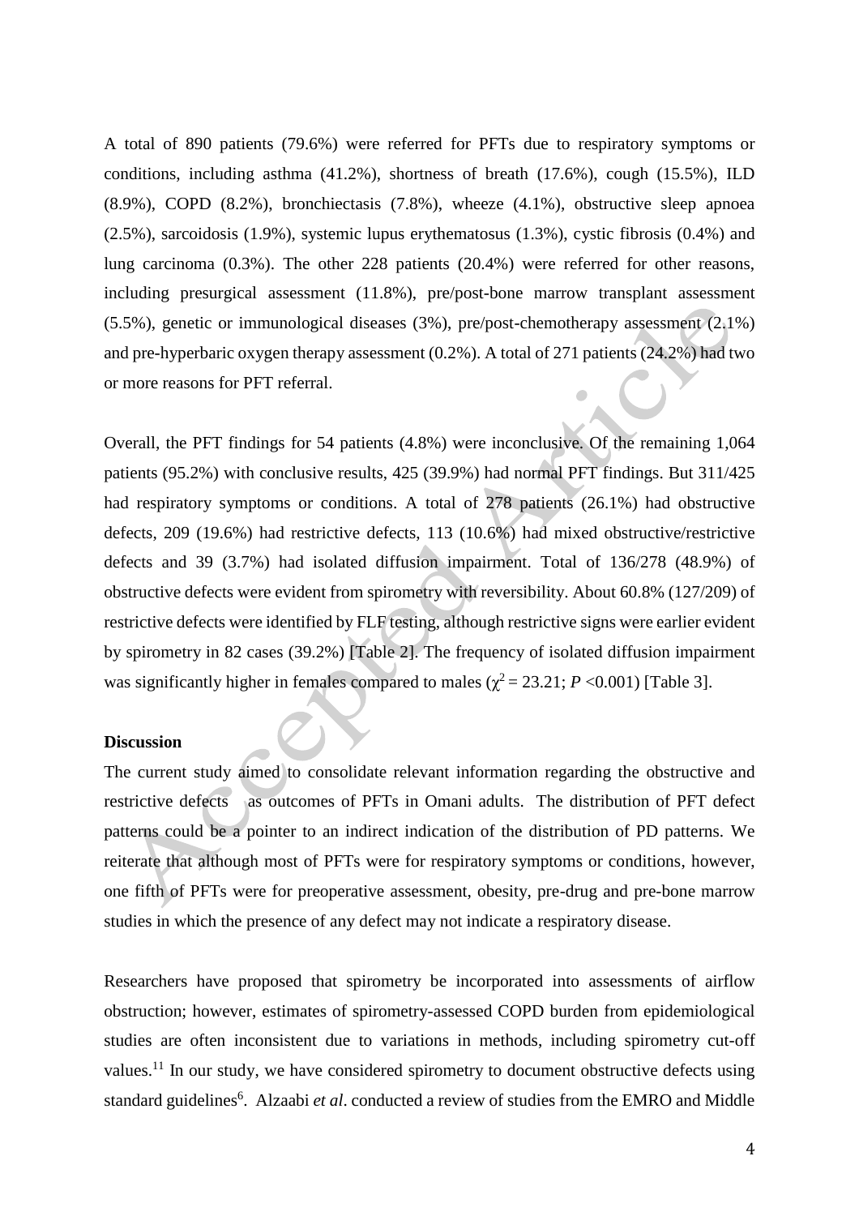A total of 890 patients (79.6%) were referred for PFTs due to respiratory symptoms or conditions, including asthma (41.2%), shortness of breath (17.6%), cough (15.5%), ILD (8.9%), COPD (8.2%), bronchiectasis (7.8%), wheeze (4.1%), obstructive sleep apnoea (2.5%), sarcoidosis (1.9%), systemic lupus erythematosus (1.3%), cystic fibrosis (0.4%) and lung carcinoma (0.3%). The other 228 patients (20.4%) were referred for other reasons, including presurgical assessment (11.8%), pre/post-bone marrow transplant assessment (5.5%), genetic or immunological diseases (3%), pre/post-chemotherapy assessment (2.1%) and pre-hyperbaric oxygen therapy assessment (0.2%). A total of 271 patients (24.2%) had two or more reasons for PFT referral.

Overall, the PFT findings for 54 patients (4.8%) were inconclusive. Of the remaining 1,064 patients (95.2%) with conclusive results, 425 (39.9%) had normal PFT findings. But 311/425 had respiratory symptoms or conditions. A total of 278 patients (26.1%) had obstructive defects, 209 (19.6%) had restrictive defects, 113 (10.6%) had mixed obstructive/restrictive defects and 39 (3.7%) had isolated diffusion impairment. Total of 136/278 (48.9%) of obstructive defects were evident from spirometry with reversibility. About 60.8% (127/209) of restrictive defects were identified by FLF testing, although restrictive signs were earlier evident by spirometry in 82 cases (39.2%) [Table 2]. The frequency of isolated diffusion impairment was significantly higher in females compared to males ($\chi^2 = 23.21$; $P < 0.001$) [Table 3].

## Discussion

The current study aimed to consolidate relevant information regarding the obstructive and restrictive defects as outcomes of PFTs in Omani adults. The distribution of PFT defect patterns could be a pointer to an indirect indication of the distribution of PD patterns. We reiterate that although most of PFTs were for respiratory symptoms or conditions, however, one fifth of PFTs were for preoperative assessment, obesity, pre-drug and pre-bone marrow studies in which the presence of any defect may not indicate a respiratory disease.

Researchers have proposed that spirometry be incorporated into assessments of airflow obstruction; however, estimates of spirometry-assessed COPD burden from epidemiological studies are often inconsistent due to variations in methods, including spirometry cut-off values.[11] In our study, we have considered spirometry to document obstructive defects using standard guidelines[6]. Alzaabi *et al*. conducted a review of studies from the EMRO and Middle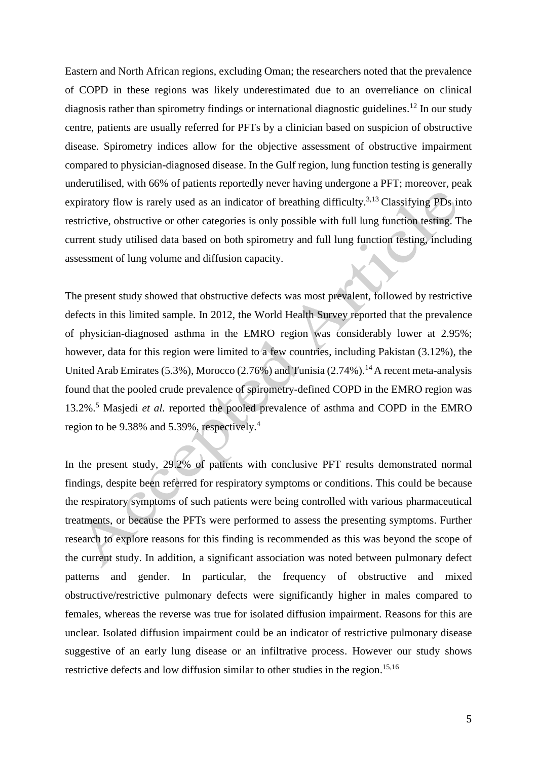Eastern and North African regions, excluding Oman; the researchers noted that the prevalence of COPD in these regions was likely underestimated due to an overreliance on clinical diagnosis rather than spirometry findings or international diagnostic guidelines.[12] In our study centre, patients are usually referred for PFTs by a clinician based on suspicion of obstructive disease. Spirometry indices allow for the objective assessment of obstructive impairment compared to physician-diagnosed disease. In the Gulf region, lung function testing is generally underutilised, with 66% of patients reportedly never having undergone a PFT; moreover, peak expiratory flow is rarely used as an indicator of breathing difficulty.[3,13] Classifying PDs into restrictive, obstructive or other categories is only possible with full lung function testing. The current study utilised data based on both spirometry and full lung function testing, including assessment of lung volume and diffusion capacity.

The present study showed that obstructive defects was most prevalent, followed by restrictive defects in this limited sample. In 2012, the World Health Survey reported that the prevalence of physician-diagnosed asthma in the EMRO region was considerably lower at 2.95%; however, data for this region were limited to a few countries, including Pakistan (3.12%), the United Arab Emirates (5.3%), Morocco (2.76%) and Tunisia (2.74%).[14] A recent meta-analysis found that the pooled crude prevalence of spirometry-defined COPD in the EMRO region was 13.2%.[5] Masjedi *et al.* reported the pooled prevalence of asthma and COPD in the EMRO region to be 9.38% and 5.39%, respectively.[4]

In the present study, 29.2% of patients with conclusive PFT results demonstrated normal findings, despite been referred for respiratory symptoms or conditions. This could be because the respiratory symptoms of such patients were being controlled with various pharmaceutical treatments, or because the PFTs were performed to assess the presenting symptoms. Further research to explore reasons for this finding is recommended as this was beyond the scope of the current study. In addition, a significant association was noted between pulmonary defect patterns and gender. In particular, the frequency of obstructive and mixed obstructive/restrictive pulmonary defects were significantly higher in males compared to females, whereas the reverse was true for isolated diffusion impairment. Reasons for this are unclear. Isolated diffusion impairment could be an indicator of restrictive pulmonary disease suggestive of an early lung disease or an infiltrative process. However our study shows restrictive defects and low diffusion similar to other studies in the region.[15,16]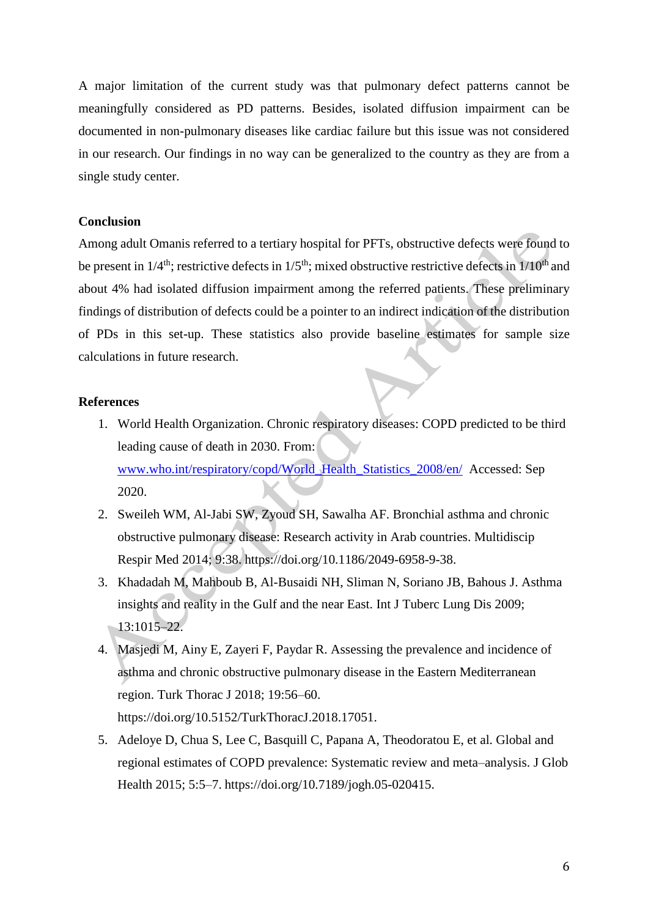A major limitation of the current study was that pulmonary defect patterns cannot be meaningfully considered as PD patterns. Besides, isolated diffusion impairment can be documented in non-pulmonary diseases like cardiac failure but this issue was not considered in our research. Our findings in no way can be generalized to the country as they are from a single study center.

## Conclusion

Among adult Omanis referred to a tertiary hospital for PFTs, obstructive defects were found to be present in 1/4$^{th}$; restrictive defects in 1/5$^{th}$; mixed obstructive restrictive defects in 1/10$^{th}$ and about 4% had isolated diffusion impairment among the referred patients. These preliminary findings of distribution of defects could be a pointer to an indirect indication of the distribution of PDs in this set-up. These statistics also provide baseline estimates for sample size calculations in future research.

## References

1. World Health Organization. Chronic respiratory diseases: COPD predicted to be third leading cause of death in 2030. From: www.who.int/respiratory/copd/World_Health_Statistics_2008/en/ Accessed: Sep 2020.
2. Sweileh WM, Al-Jabi SW, Zyoud SH, Sawalha AF. Bronchial asthma and chronic obstructive pulmonary disease: Research activity in Arab countries. Multidiscip Respir Med 2014; 9:38. https://doi.org/10.1186/2049-6958-9-38.
3. Khadadah M, Mahboub B, Al-Busaidi NH, Sliman N, Soriano JB, Bahous J. Asthma insights and reality in the Gulf and the near East. Int J Tuberc Lung Dis 2009; 13:1015–22.
4. Masjedi M, Ainy E, Zayeri F, Paydar R. Assessing the prevalence and incidence of asthma and chronic obstructive pulmonary disease in the Eastern Mediterranean region. Turk Thorac J 2018; 19:56–60. https://doi.org/10.5152/TurkThoracJ.2018.17051.
5. Adeloye D, Chua S, Lee C, Basquill C, Papana A, Theodoratou E, et al. Global and regional estimates of COPD prevalence: Systematic review and meta–analysis. J Glob Health 2015; 5:5–7. https://doi.org/10.7189/jogh.05-020415.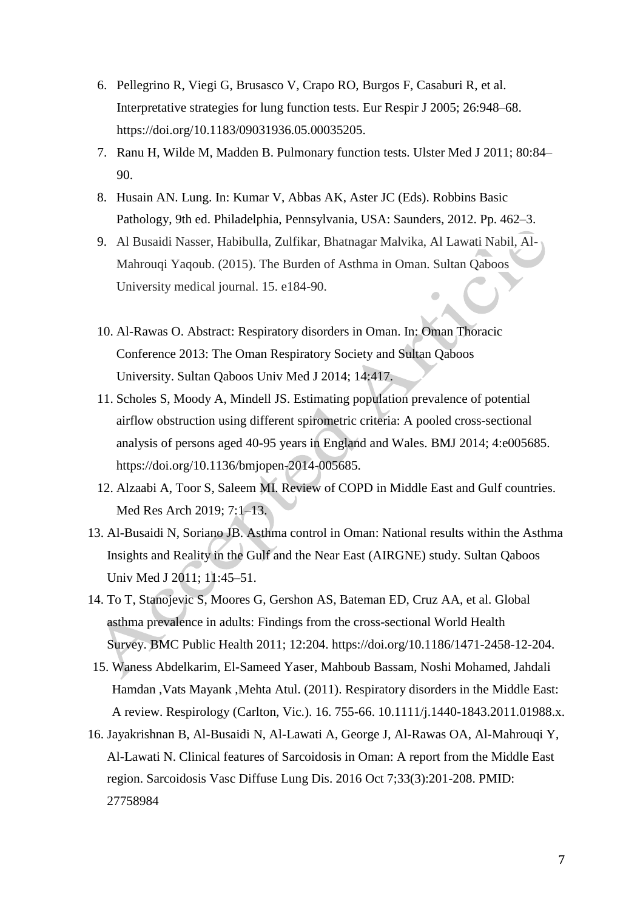6. Pellegrino R, Viegi G, Brusasco V, Crapo RO, Burgos F, Casaburi R, et al. Interpretative strategies for lung function tests. Eur Respir J 2005; 26:948–68. https://doi.org/10.1183/09031936.05.00035205.
7. Ranu H, Wilde M, Madden B. Pulmonary function tests. Ulster Med J 2011; 80:84–90.
8. Husain AN. Lung. In: Kumar V, Abbas AK, Aster JC (Eds). Robbins Basic Pathology, 9th ed. Philadelphia, Pennsylvania, USA: Saunders, 2012. Pp. 462–3.
9. Al Busaidi Nasser, Habibulla, Zulfikar, Bhatnagar Malvika, Al Lawati Nabil, Al-Mahrouqi Yaqoub. (2015). The Burden of Asthma in Oman. Sultan Qaboos University medical journal. 15. e184-90.
10. Al-Rawas O. Abstract: Respiratory disorders in Oman. In: Oman Thoracic Conference 2013: The Oman Respiratory Society and Sultan Qaboos University. Sultan Qaboos Univ Med J 2014; 14:417.
11. Scholes S, Moody A, Mindell JS. Estimating population prevalence of potential airflow obstruction using different spirometric criteria: A pooled cross-sectional analysis of persons aged 40-95 years in England and Wales. BMJ 2014; 4:e005685. https://doi.org/10.1136/bmjopen-2014-005685.
12. Alzaabi A, Toor S, Saleem MI. Review of COPD in Middle East and Gulf countries. Med Res Arch 2019; 7:1–13.
13. Al-Busaidi N, Soriano JB. Asthma control in Oman: National results within the Asthma Insights and Reality in the Gulf and the Near East (AIRGNE) study. Sultan Qaboos Univ Med J 2011; 11:45–51.
14. To T, Stanojevic S, Moores G, Gershon AS, Bateman ED, Cruz AA, et al. Global asthma prevalence in adults: Findings from the cross-sectional World Health Survey. BMC Public Health 2011; 12:204. https://doi.org/10.1186/1471-2458-12-204.
15. Waness Abdelkarim, El-Sameed Yaser, Mahboub Bassam, Noshi Mohamed, Jahdali Hamdan ,Vats Mayank ,Mehta Atul. (2011). Respiratory disorders in the Middle East: A review. Respirology (Carlton, Vic.). 16. 755-66. 10.1111/j.1440-1843.2011.01988.x.
16. Jayakrishnan B, Al-Busaidi N, Al-Lawati A, George J, Al-Rawas OA, Al-Mahrouqi Y, Al-Lawati N. Clinical features of Sarcoidosis in Oman: A report from the Middle East region. Sarcoidosis Vasc Diffuse Lung Dis. 2016 Oct 7;33(3):201-208. PMID: 27758984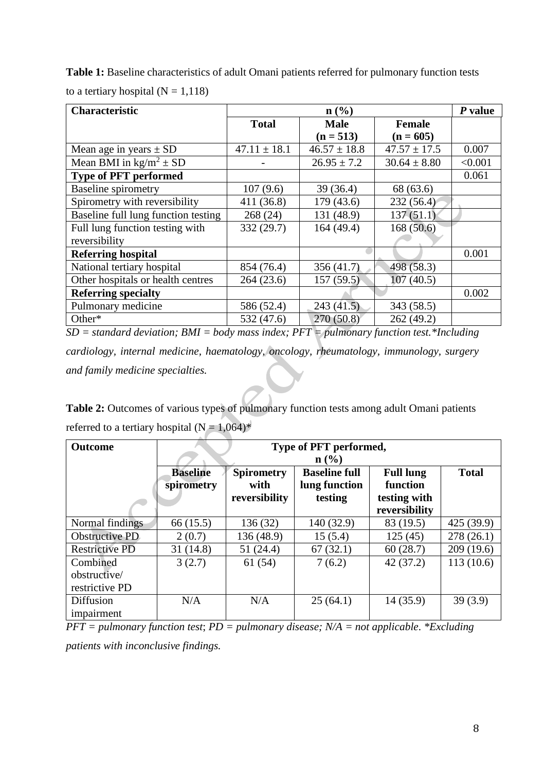**Table 1:** Baseline characteristics of adult Omani patients referred for pulmonary function tests to a tertiary hospital (N = 1,118)

| Characteristic | n (%) | | | *P* value |
|---|---|---|---|---|
| | **Total** | **Male (n = 513)** | **Female (n = 605)** | |
| Mean age in years ± SD | 47.11 ± 18.1 | 46.57 ± 18.8 | 47.57 ± 17.5 | 0.007 |
| Mean BMI in kg/m$^2$ ± SD | - | 26.95 ± 7.2 | 30.64 ± 8.80 | <0.001 |
| **Type of PFT performed** | | | | 0.061 |
| Baseline spirometry | 107 (9.6) | 39 (36.4) | 68 (63.6) | |
| Spirometry with reversibility | 411 (36.8) | 179 (43.6) | 232 (56.4) | |
| Baseline full lung function testing | 268 (24) | 131 (48.9) | 137 (51.1) | |
| Full lung function testing with reversibility | 332 (29.7) | 164 (49.4) | 168 (50.6) | |
| **Referring hospital** | | | | 0.001 |
| National tertiary hospital | 854 (76.4) | 356 (41.7) | 498 (58.3) | |
| Other hospitals or health centres | 264 (23.6) | 157 (59.5) | 107 (40.5) | |
| **Referring specialty** | | | | 0.002 |
| Pulmonary medicine | 586 (52.4) | 243 (41.5) | 343 (58.5) | |
| Other* | 532 (47.6) | 270 (50.8) | 262 (49.2) | |

*SD = standard deviation; BMI = body mass index; PFT = pulmonary function test.\*Including cardiology, internal medicine, haematology, oncology, rheumatology, immunology, surgery and family medicine specialties.*

**Table 2:** Outcomes of various types of pulmonary function tests among adult Omani patients referred to a tertiary hospital (N = 1,064)*

| Outcome | Type of PFT performed, n (%) | | | | |
|---|---|---|---|---|---|
| | **Baseline spirometry** | **Spirometry with reversibility** | **Baseline full lung function testing** | **Full lung function testing with reversibility** | **Total** |
| Normal findings | 66 (15.5) | 136 (32) | 140 (32.9) | 83 (19.5) | 425 (39.9) |
| Obstructive PD | 2 (0.7) | 136 (48.9) | 15 (5.4) | 125 (45) | 278 (26.1) |
| Restrictive PD | 31 (14.8) | 51 (24.4) | 67 (32.1) | 60 (28.7) | 209 (19.6) |
| Combined obstructive/ restrictive PD | 3 (2.7) | 61 (54) | 7 (6.2) | 42 (37.2) | 113 (10.6) |
| Diffusion impairment | N/A | N/A | 25 (64.1) | 14 (35.9) | 39 (3.9) |

*PFT = pulmonary function test; PD = pulmonary disease; N/A = not applicable. \*Excluding patients with inconclusive findings.*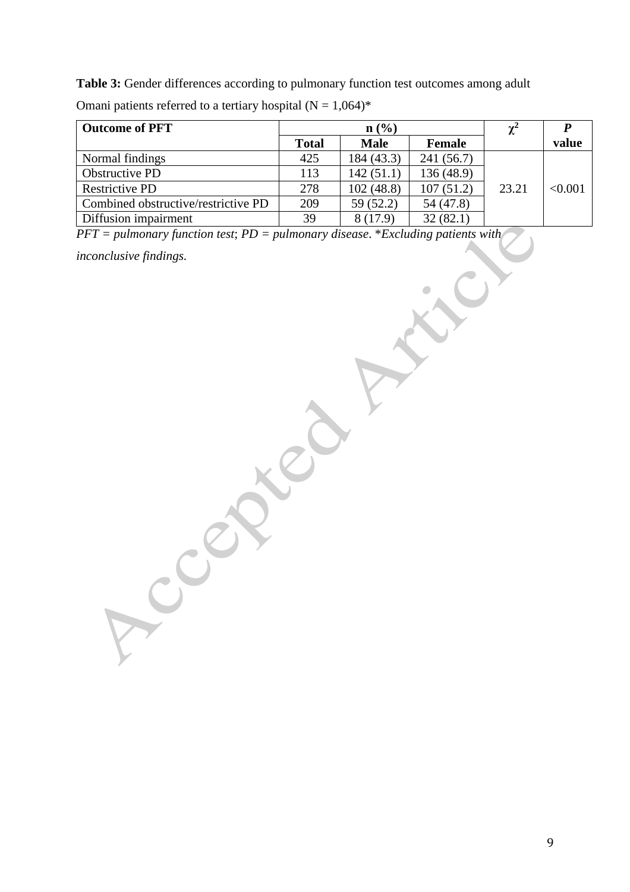**Table 3:** Gender differences according to pulmonary function test outcomes among adult Omani patients referred to a tertiary hospital (N = 1,064)*

| Outcome of PFT | n (%) | | | $\chi^2$ | ***P* value** |
|---|---|---|---|---|---|
| | **Total** | **Male** | **Female** | | |
| Normal findings | 425 | 184 (43.3) | 241 (56.7) | 23.21 | <0.001 |
| Obstructive PD | 113 | 142 (51.1) | 136 (48.9) | | |
| Restrictive PD | 278 | 102 (48.8) | 107 (51.2) | | |
| Combined obstructive/restrictive PD | 209 | 59 (52.2) | 54 (47.8) | | |
| Diffusion impairment | 39 | 8 (17.9) | 32 (82.1) | | |

*PFT = pulmonary function test; PD = pulmonary disease. *Excluding patients with inconclusive findings.*